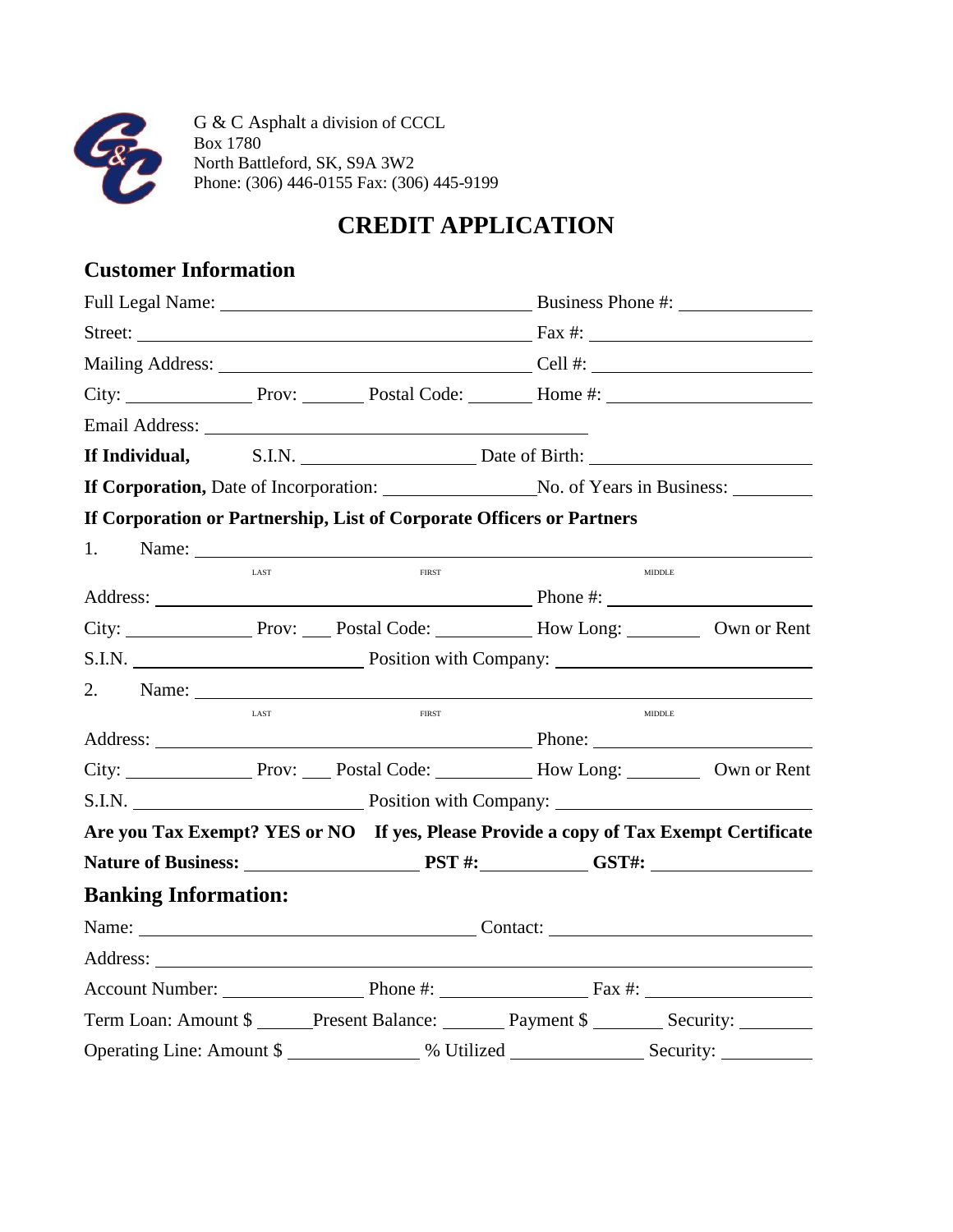G & C Asphalt a division of CCCL
Box 1780
North Battleford, SK, S9A 3W2
Phone: (306) 446-0155 Fax: (306) 445-9199

# CREDIT APPLICATION

## Customer Information

Full Legal Name: ______________________________ Business Phone #: ______________

Street: ______________________________________ Fax #: ______________________

Mailing Address: ______________________________ Cell #: ______________________

City: ____________ Prov: ______ Postal Code: ______ Home #: ____________________

Email Address: ______________________________________

**If Individual,** S.I.N. ________________ Date of Birth: ______________________

**If Corporation,** Date of Incorporation: ______________ No. of Years in Business: ________

**If Corporation or Partnership, List of Corporate Officers or Partners**

1. Name: ____________________________________________________________
   LAST FIRST MIDDLE

Address: ______________________________________ Phone #: ____________________

City: ____________ Prov: ___ Postal Code: _________ How Long: _______ Own or Rent

S.I.N. ______________________ Position with Company: __________________________

2. Name: ____________________________________________________________
   LAST FIRST MIDDLE

Address: ______________________________________ Phone: ______________________

City: ____________ Prov: ___ Postal Code: _________ How Long: _______ Own or Rent

S.I.N. ______________________ Position with Company: __________________________

**Are you Tax Exempt? YES or NO If yes, Please Provide a copy of Tax Exempt Certificate**

**Nature of Business:** ________________ **PST #:** __________ **GST#:** ______________

## Banking Information:

Name: ___________________________________ Contact: __________________________

Address: ______________________________________________________________________

Account Number: ______________ Phone #: ______________ Fax #: ________________

Term Loan: Amount $ _____ Present Balance: ______ Payment $ _______ Security: _______

Operating Line: Amount $ _____________ % Utilized _____________ Security: _________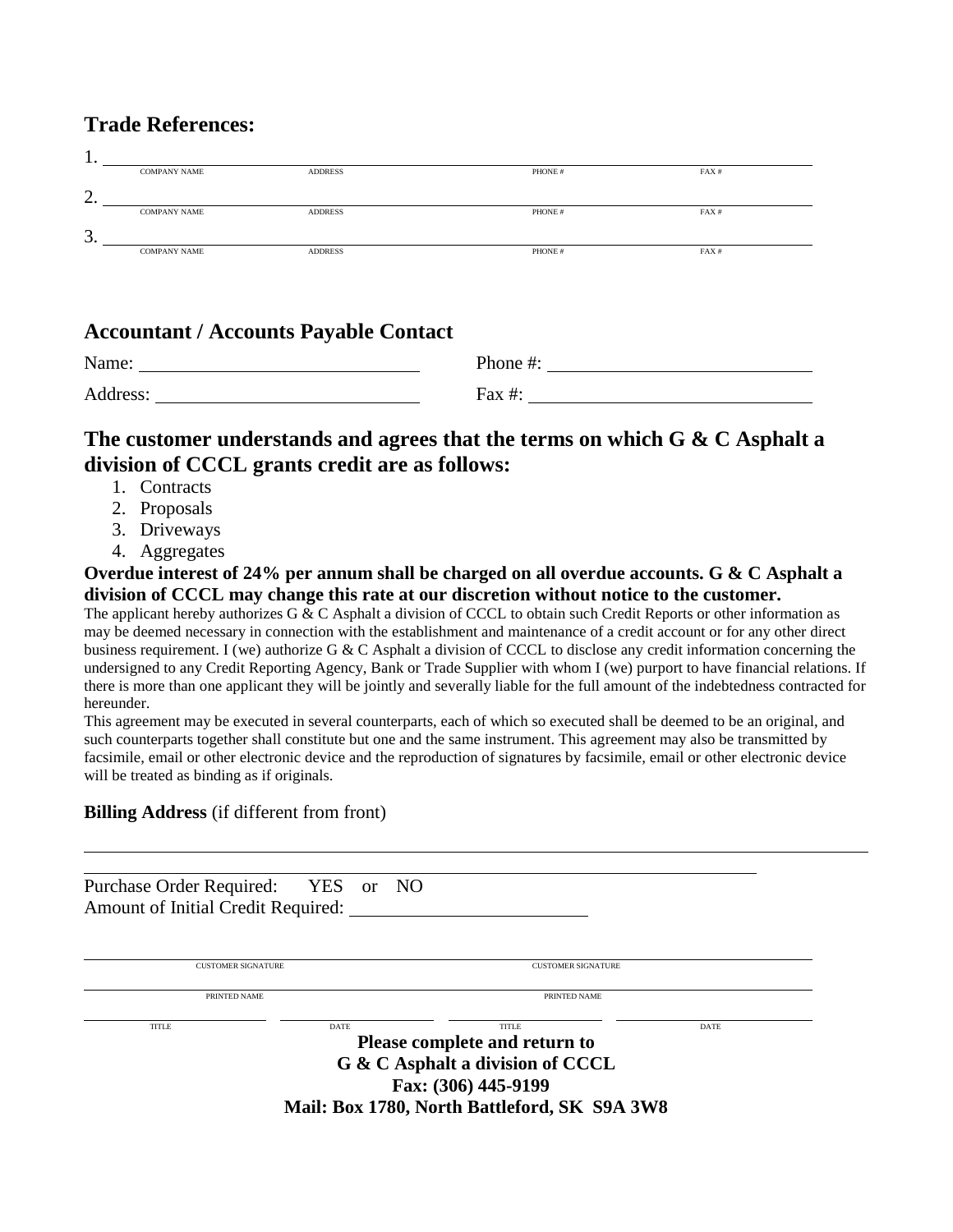## Trade References:

1. ______________________________________________
COMPANY NAME ADDRESS PHONE # FAX #

2. ______________________________________________
COMPANY NAME ADDRESS PHONE # FAX #

3. ______________________________________________
COMPANY NAME ADDRESS PHONE # FAX #

## Accountant / Accounts Payable Contact

Name: ____________________ Phone #: ____________________

Address: ____________________ Fax #: ____________________

## The customer understands and agrees that the terms on which G & C Asphalt a division of CCCL grants credit are as follows:

1. Contracts
2. Proposals
3. Driveways
4. Aggregates

**Overdue interest of 24% per annum shall be charged on all overdue accounts. G & C Asphalt a division of CCCL may change this rate at our discretion without notice to the customer.**

The applicant hereby authorizes G & C Asphalt a division of CCCL to obtain such Credit Reports or other information as may be deemed necessary in connection with the establishment and maintenance of a credit account or for any other direct business requirement. I (we) authorize G & C Asphalt a division of CCCL to disclose any credit information concerning the undersigned to any Credit Reporting Agency, Bank or Trade Supplier with whom I (we) purport to have financial relations. If there is more than one applicant they will be jointly and severally liable for the full amount of the indebtedness contracted for hereunder.

This agreement may be executed in several counterparts, each of which so executed shall be deemed to be an original, and such counterparts together shall constitute but one and the same instrument. This agreement may also be transmitted by facsimile, email or other electronic device and the reproduction of signatures by facsimile, email or other electronic device will be treated as binding as if originals.

**Billing Address** (if different from front)

______________________________________________

______________________________________________

Purchase Order Required: YES or NO

Amount of Initial Credit Required: ____________________

____________________ ____________________
CUSTOMER SIGNATURE CUSTOMER SIGNATURE

____________________ ____________________
PRINTED NAME PRINTED NAME

__________ __________ __________ __________
TITLE DATE TITLE DATE

**Please complete and return to**
**G & C Asphalt a division of CCCL**
**Fax: (306) 445-9199**
**Mail: Box 1780, North Battleford, SK S9A 3W8**